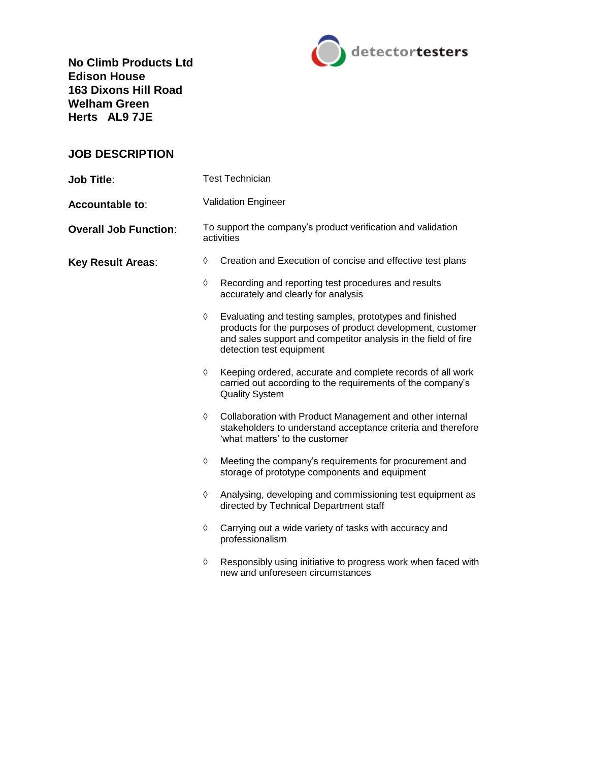**No Climb Products Ltd**
**Edison House**
**163 Dixons Hill Road**
**Welham Green**
**Herts AL9 7JE**

detectortesters

## JOB DESCRIPTION

**Job Title**: Test Technician

**Accountable to**: Validation Engineer

**Overall Job Function**: To support the company's product verification and validation activities

**Key Result Areas**:

- ◊ Creation and Execution of concise and effective test plans
- ◊ Recording and reporting test procedures and results accurately and clearly for analysis
- ◊ Evaluating and testing samples, prototypes and finished products for the purposes of product development, customer and sales support and competitor analysis in the field of fire detection test equipment
- ◊ Keeping ordered, accurate and complete records of all work carried out according to the requirements of the company's Quality System
- ◊ Collaboration with Product Management and other internal stakeholders to understand acceptance criteria and therefore 'what matters' to the customer
- ◊ Meeting the company's requirements for procurement and storage of prototype components and equipment
- ◊ Analysing, developing and commissioning test equipment as directed by Technical Department staff
- ◊ Carrying out a wide variety of tasks with accuracy and professionalism
- ◊ Responsibly using initiative to progress work when faced with new and unforeseen circumstances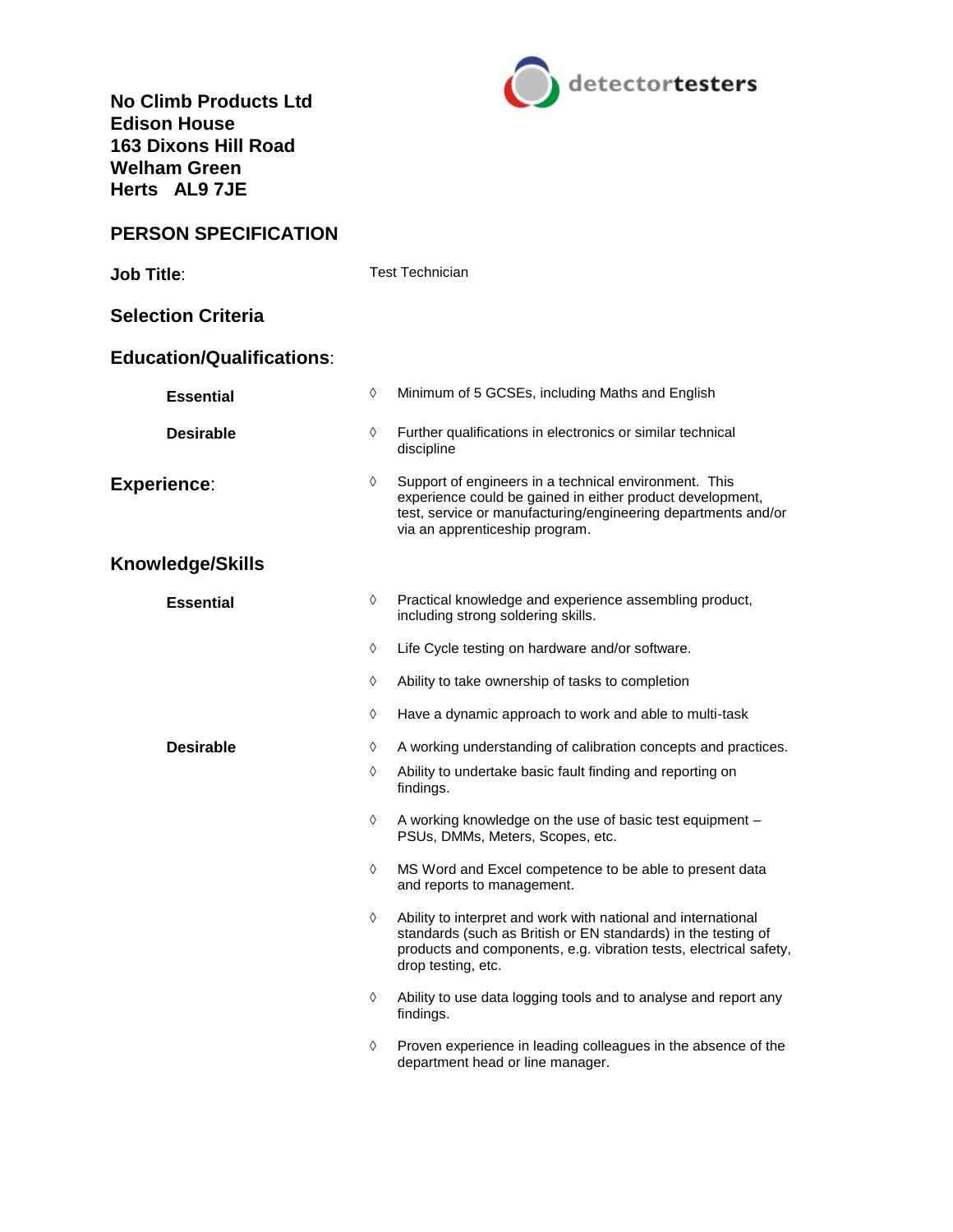**No Climb Products Ltd**
**Edison House**
**163 Dixons Hill Road**
**Welham Green**
**Herts AL9 7JE**

detectortesters

## PERSON SPECIFICATION

**Job Title**: Test Technician

### Selection Criteria

### Education/Qualifications:

**Essential**

- ◊ Minimum of 5 GCSEs, including Maths and English

**Desirable**

- ◊ Further qualifications in electronics or similar technical discipline

### Experience:

- ◊ Support of engineers in a technical environment. This experience could be gained in either product development, test, service or manufacturing/engineering departments and/or via an apprenticeship program.

### Knowledge/Skills

**Essential**

- ◊ Practical knowledge and experience assembling product, including strong soldering skills.
- ◊ Life Cycle testing on hardware and/or software.
- ◊ Ability to take ownership of tasks to completion
- ◊ Have a dynamic approach to work and able to multi-task

**Desirable**

- ◊ A working understanding of calibration concepts and practices.
- ◊ Ability to undertake basic fault finding and reporting on findings.
- ◊ A working knowledge on the use of basic test equipment – PSUs, DMMs, Meters, Scopes, etc.
- ◊ MS Word and Excel competence to be able to present data and reports to management.
- ◊ Ability to interpret and work with national and international standards (such as British or EN standards) in the testing of products and components, e.g. vibration tests, electrical safety, drop testing, etc.
- ◊ Ability to use data logging tools and to analyse and report any findings.
- ◊ Proven experience in leading colleagues in the absence of the department head or line manager.